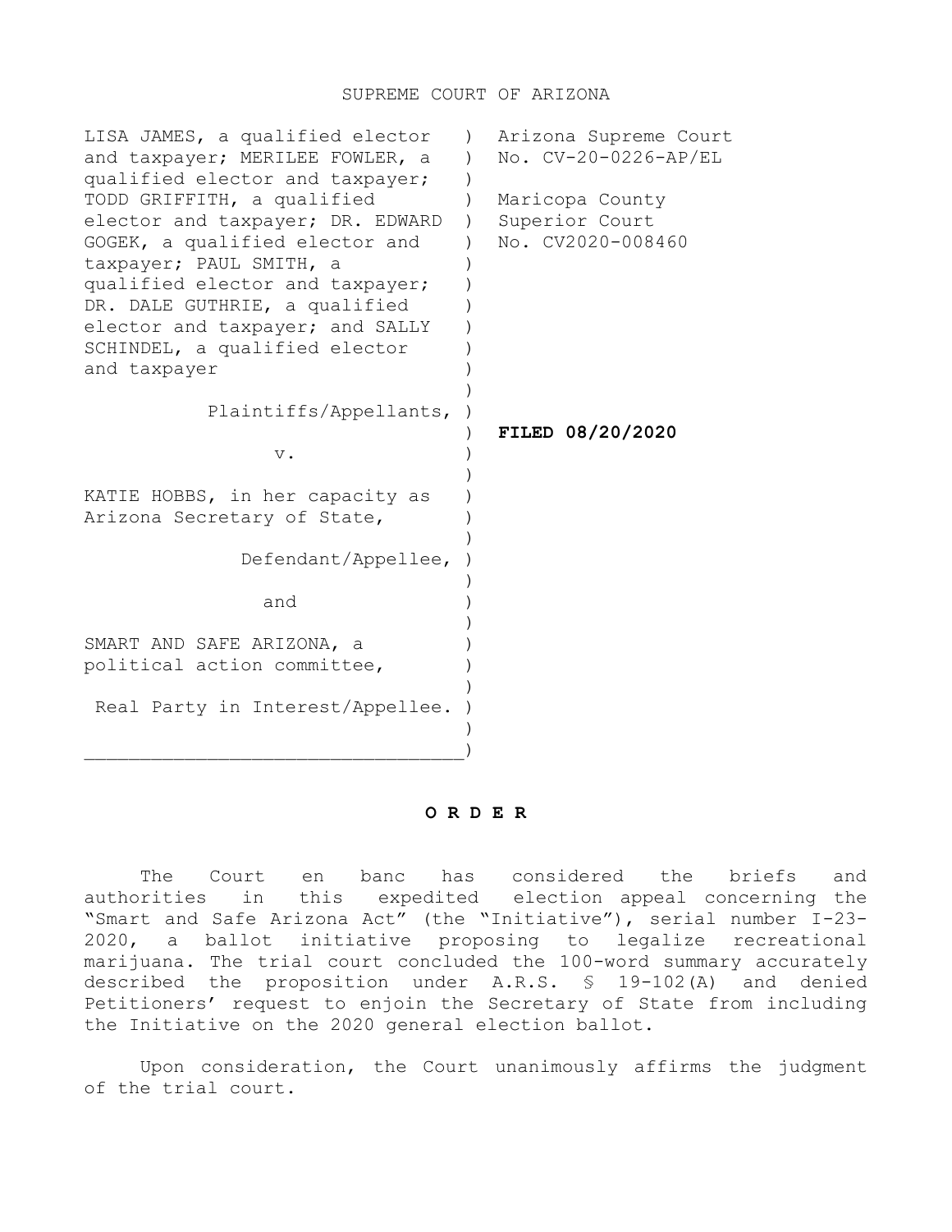SUPREME COURT OF ARIZONA

| | |
|---|---|
| LISA JAMES, a qualified elector and taxpayer; MERILEE FOWLER, a qualified elector and taxpayer; TODD GRIFFITH, a qualified elector and taxpayer; DR. EDWARD GOGEK, a qualified elector and taxpayer; PAUL SMITH, a qualified elector and taxpayer; DR. DALE GUTHRIE, a qualified elector and taxpayer; and SALLY SCHINDEL, a qualified elector and taxpayer | Arizona Supreme Court No. CV-20-0226-AP/EL<br><br>Maricopa County Superior Court No. CV2020-008460 |
| Plaintiffs/Appellants, | **FILED 08/20/2020** |
| v. | |
| KATIE HOBBS, in her capacity as Arizona Secretary of State, | |
| Defendant/Appellee, | |
| and | |
| SMART AND SAFE ARIZONA, a political action committee, | |
| Real Party in Interest/Appellee. | |

**O R D E R**

The Court en banc has considered the briefs and authorities in this expedited election appeal concerning the "Smart and Safe Arizona Act" (the "Initiative"), serial number I-23-2020, a ballot initiative proposing to legalize recreational marijuana. The trial court concluded the 100-word summary accurately described the proposition under A.R.S. § 19-102(A) and denied Petitioners' request to enjoin the Secretary of State from including the Initiative on the 2020 general election ballot.

Upon consideration, the Court unanimously affirms the judgment of the trial court.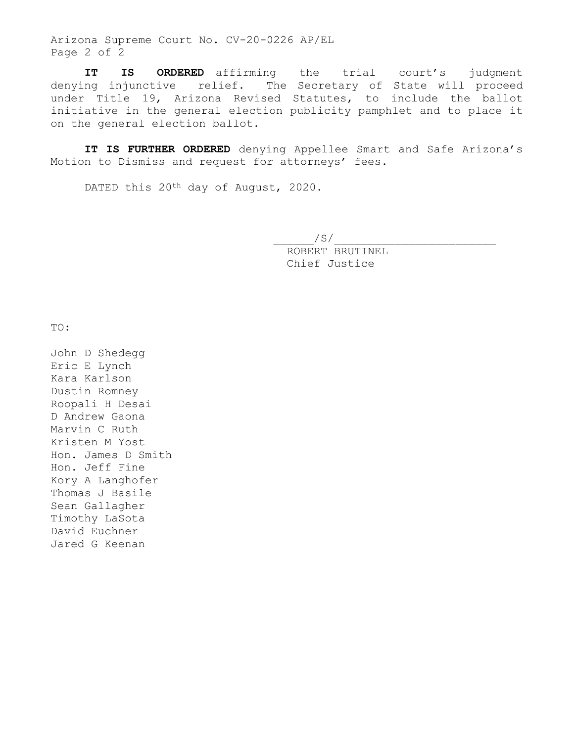**IT IS ORDERED** affirming the trial court's judgment denying injunctive relief. The Secretary of State will proceed under Title 19, Arizona Revised Statutes, to include the ballot initiative in the general election publicity pamphlet and to place it on the general election ballot.

**IT IS FURTHER ORDERED** denying Appellee Smart and Safe Arizona's Motion to Dismiss and request for attorneys' fees.

DATED this 20th day of August, 2020.

______/S/________________________
ROBERT BRUTINEL
Chief Justice

TO:

John D Shedegg
Eric E Lynch
Kara Karlson
Dustin Romney
Roopali H Desai
D Andrew Gaona
Marvin C Ruth
Kristen M Yost
Hon. James D Smith
Hon. Jeff Fine
Kory A Langhofer
Thomas J Basile
Sean Gallagher
Timothy LaSota
David Euchner
Jared G Keenan